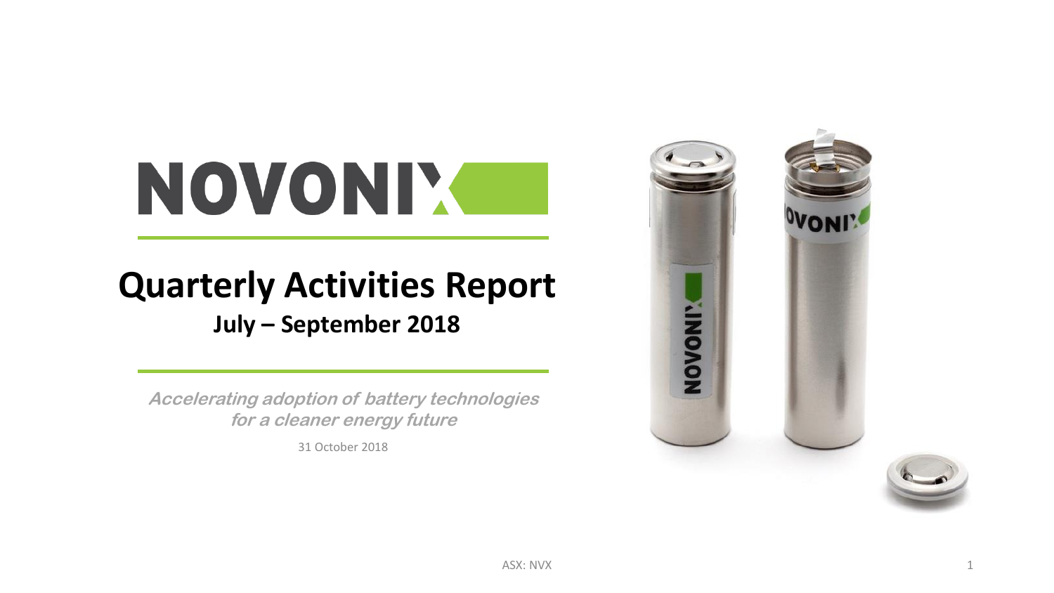# NOVONIX

## Quarterly Activities Report

### July – September 2018

***Accelerating adoption of battery technologies for a cleaner energy future***

31 October 2018

ASX: NVX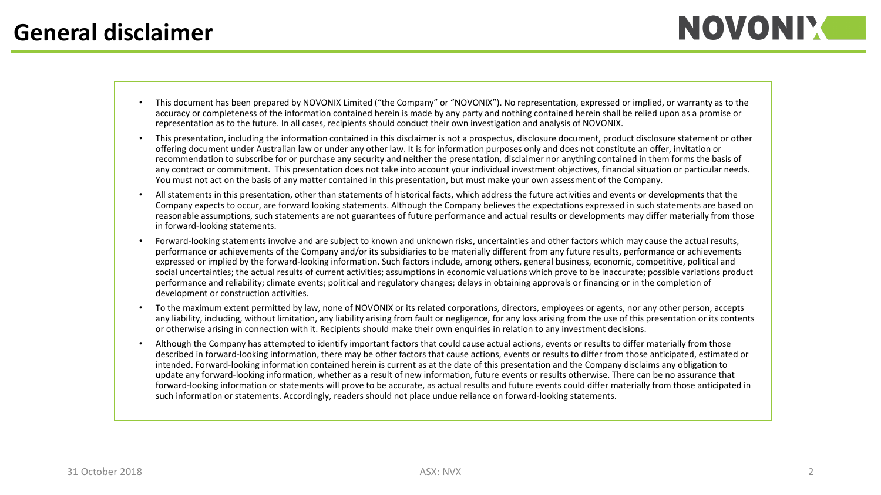# General disclaimer

- This document has been prepared by NOVONIX Limited ("the Company" or "NOVONIX"). No representation, expressed or implied, or warranty as to the accuracy or completeness of the information contained herein is made by any party and nothing contained herein shall be relied upon as a promise or representation as to the future. In all cases, recipients should conduct their own investigation and analysis of NOVONIX.
- This presentation, including the information contained in this disclaimer is not a prospectus, disclosure document, product disclosure statement or other offering document under Australian law or under any other law. It is for information purposes only and does not constitute an offer, invitation or recommendation to subscribe for or purchase any security and neither the presentation, disclaimer nor anything contained in them forms the basis of any contract or commitment. This presentation does not take into account your individual investment objectives, financial situation or particular needs. You must not act on the basis of any matter contained in this presentation, but must make your own assessment of the Company.
- All statements in this presentation, other than statements of historical facts, which address the future activities and events or developments that the Company expects to occur, are forward looking statements. Although the Company believes the expectations expressed in such statements are based on reasonable assumptions, such statements are not guarantees of future performance and actual results or developments may differ materially from those in forward-looking statements.
- Forward-looking statements involve and are subject to known and unknown risks, uncertainties and other factors which may cause the actual results, performance or achievements of the Company and/or its subsidiaries to be materially different from any future results, performance or achievements expressed or implied by the forward-looking information. Such factors include, among others, general business, economic, competitive, political and social uncertainties; the actual results of current activities; assumptions in economic valuations which prove to be inaccurate; possible variations product performance and reliability; climate events; political and regulatory changes; delays in obtaining approvals or financing or in the completion of development or construction activities.
- To the maximum extent permitted by law, none of NOVONIX or its related corporations, directors, employees or agents, nor any other person, accepts any liability, including, without limitation, any liability arising from fault or negligence, for any loss arising from the use of this presentation or its contents or otherwise arising in connection with it. Recipients should make their own enquiries in relation to any investment decisions.
- Although the Company has attempted to identify important factors that could cause actual actions, events or results to differ materially from those described in forward-looking information, there may be other factors that cause actions, events or results to differ from those anticipated, estimated or intended. Forward-looking information contained herein is current as at the date of this presentation and the Company disclaims any obligation to update any forward-looking information, whether as a result of new information, future events or results otherwise. There can be no assurance that forward-looking information or statements will prove to be accurate, as actual results and future events could differ materially from those anticipated in such information or statements. Accordingly, readers should not place undue reliance on forward-looking statements.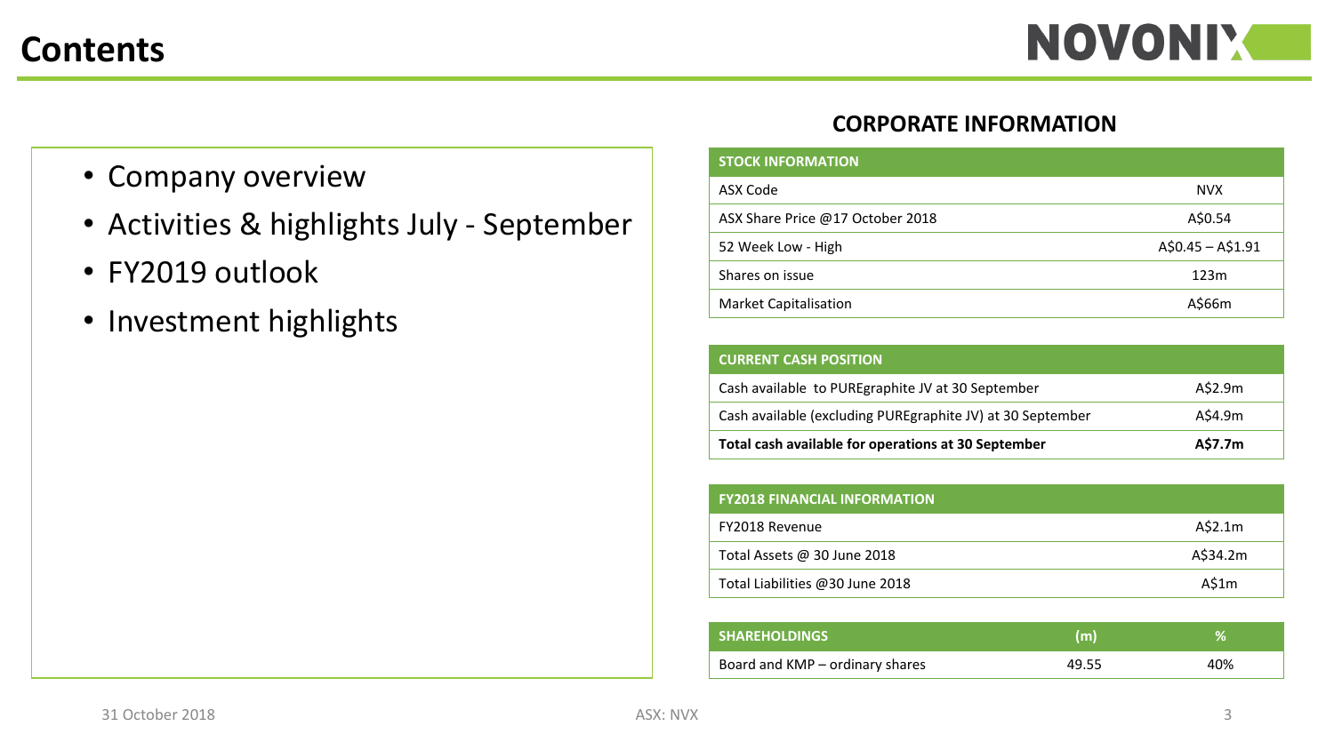# Contents

- Company overview
- Activities & highlights July - September
- FY2019 outlook
- Investment highlights

## CORPORATE INFORMATION

| STOCK INFORMATION | |
|---|---|
| ASX Code | NVX |
| ASX Share Price @17 October 2018 | A$0.54 |
| 52 Week Low - High | A$0.45 – A$1.91 |
| Shares on issue | 123m |
| Market Capitalisation | A$66m |

| CURRENT CASH POSITION | |
|---|---|
| Cash available to PUREgraphite JV at 30 September | A$2.9m |
| Cash available (excluding PUREgraphite JV) at 30 September | A$4.9m |
| **Total cash available for operations at 30 September** | **A$7.7m** |

| FY2018 FINANCIAL INFORMATION | |
|---|---|
| FY2018 Revenue | A$2.1m |
| Total Assets @ 30 June 2018 | A$34.2m |
| Total Liabilities @30 June 2018 | A$1m |

| SHAREHOLDINGS | (m) | % |
|---|---|---|
| Board and KMP – ordinary shares | 49.55 | 40% |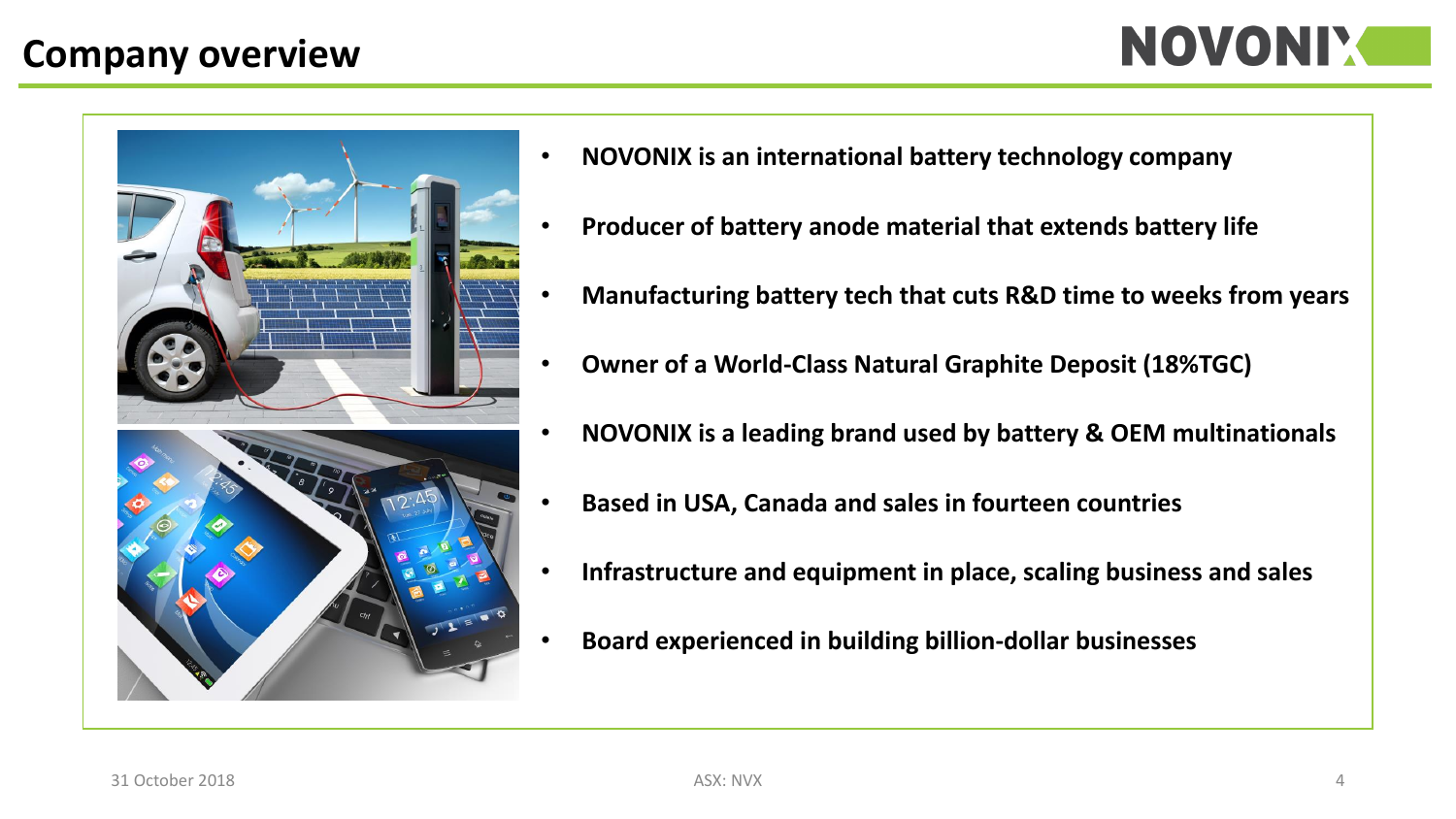# Company overview

- **NOVONIX is an international battery technology company**
- **Producer of battery anode material that extends battery life**
- **Manufacturing battery tech that cuts R&D time to weeks from years**
- **Owner of a World-Class Natural Graphite Deposit (18%TGC)**
- **NOVONIX is a leading brand used by battery & OEM multinationals**
- **Based in USA, Canada and sales in fourteen countries**
- **Infrastructure and equipment in place, scaling business and sales**
- **Board experienced in building billion-dollar businesses**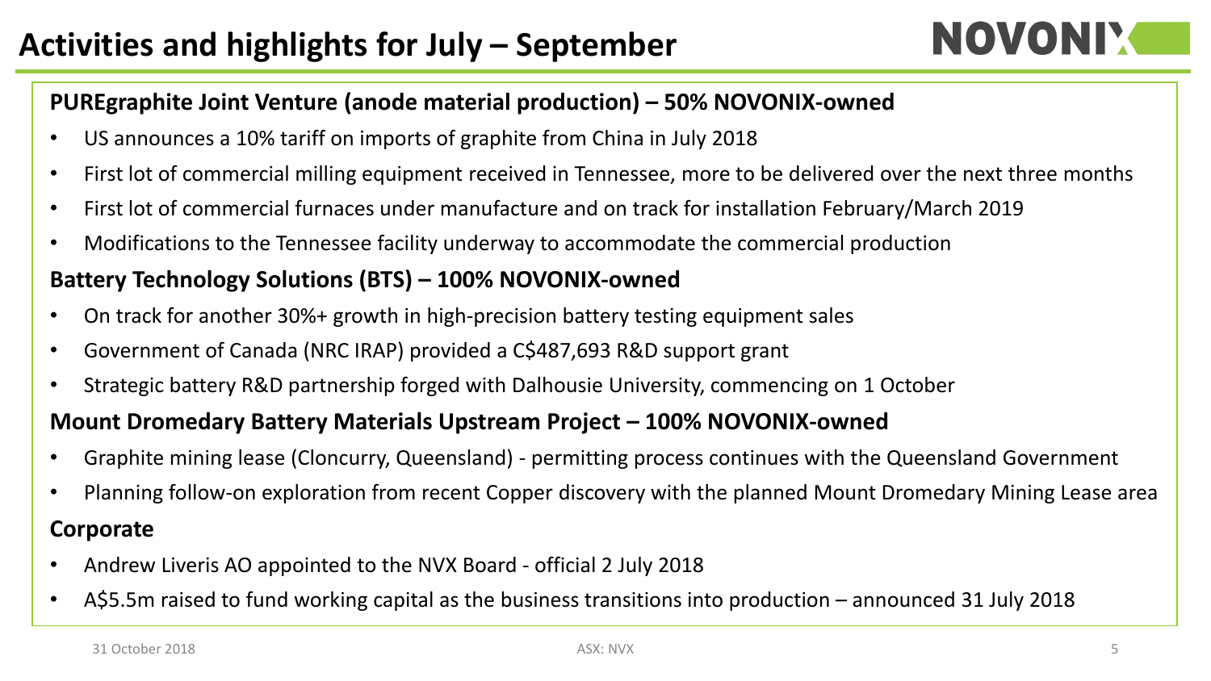# Activities and highlights for July – September

**PUREgraphite Joint Venture (anode material production) – 50% NOVONIX-owned**

- US announces a 10% tariff on imports of graphite from China in July 2018
- First lot of commercial milling equipment received in Tennessee, more to be delivered over the next three months
- First lot of commercial furnaces under manufacture and on track for installation February/March 2019
- Modifications to the Tennessee facility underway to accommodate the commercial production

**Battery Technology Solutions (BTS) – 100% NOVONIX-owned**

- On track for another 30%+ growth in high-precision battery testing equipment sales
- Government of Canada (NRC IRAP) provided a C$487,693 R&D support grant
- Strategic battery R&D partnership forged with Dalhousie University, commencing on 1 October

**Mount Dromedary Battery Materials Upstream Project – 100% NOVONIX-owned**

- Graphite mining lease (Cloncurry, Queensland) - permitting process continues with the Queensland Government
- Planning follow-on exploration from recent Copper discovery with the planned Mount Dromedary Mining Lease area

**Corporate**

- Andrew Liveris AO appointed to the NVX Board - official 2 July 2018
- A$5.5m raised to fund working capital as the business transitions into production – announced 31 July 2018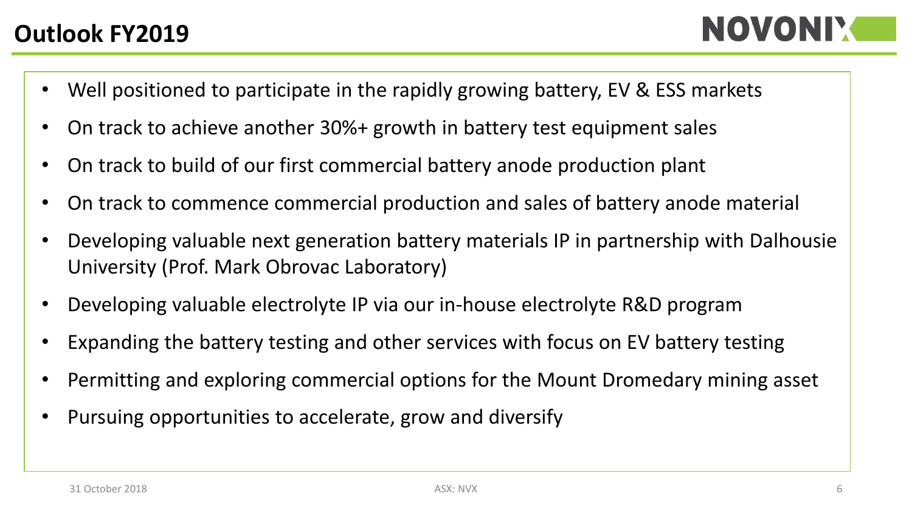# Outlook FY2019

- Well positioned to participate in the rapidly growing battery, EV & ESS markets
- On track to achieve another 30%+ growth in battery test equipment sales
- On track to build of our first commercial battery anode production plant
- On track to commence commercial production and sales of battery anode material
- Developing valuable next generation battery materials IP in partnership with Dalhousie University (Prof. Mark Obrovac Laboratory)
- Developing valuable electrolyte IP via our in-house electrolyte R&D program
- Expanding the battery testing and other services with focus on EV battery testing
- Permitting and exploring commercial options for the Mount Dromedary mining asset
- Pursuing opportunities to accelerate, grow and diversify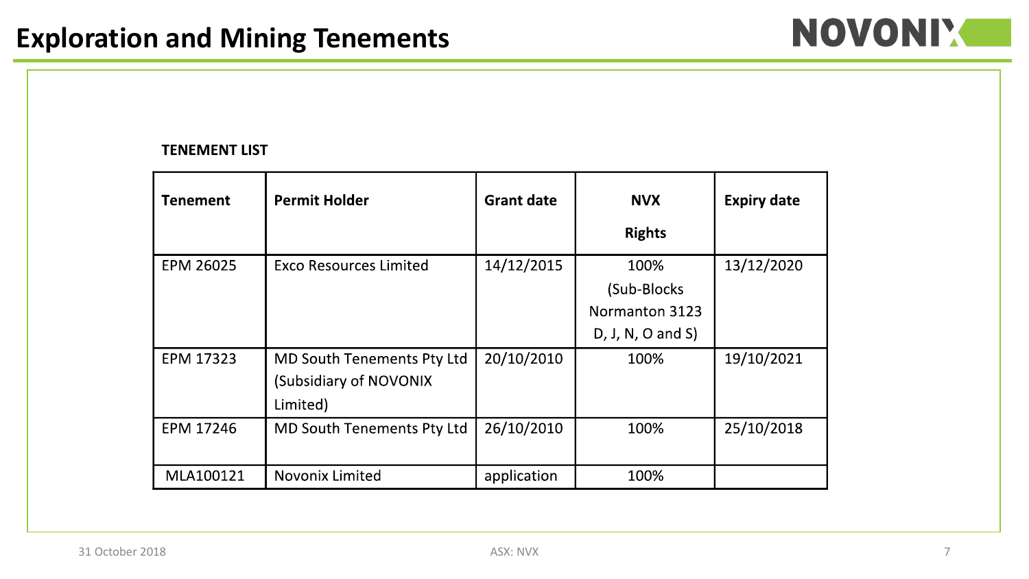# Exploration and Mining Tenements

**TENEMENT LIST**

| Tenement | Permit Holder | Grant date | NVX Rights | Expiry date |
|---|---|---|---|---|
| EPM 26025 | Exco Resources Limited | 14/12/2015 | 100% (Sub-Blocks Normanton 3123 D, J, N, O and S) | 13/12/2020 |
| EPM 17323 | MD South Tenements Pty Ltd (Subsidiary of NOVONIX Limited) | 20/10/2010 | 100% | 19/10/2021 |
| EPM 17246 | MD South Tenements Pty Ltd | 26/10/2010 | 100% | 25/10/2018 |
| MLA100121 | Novonix Limited | application | 100% | |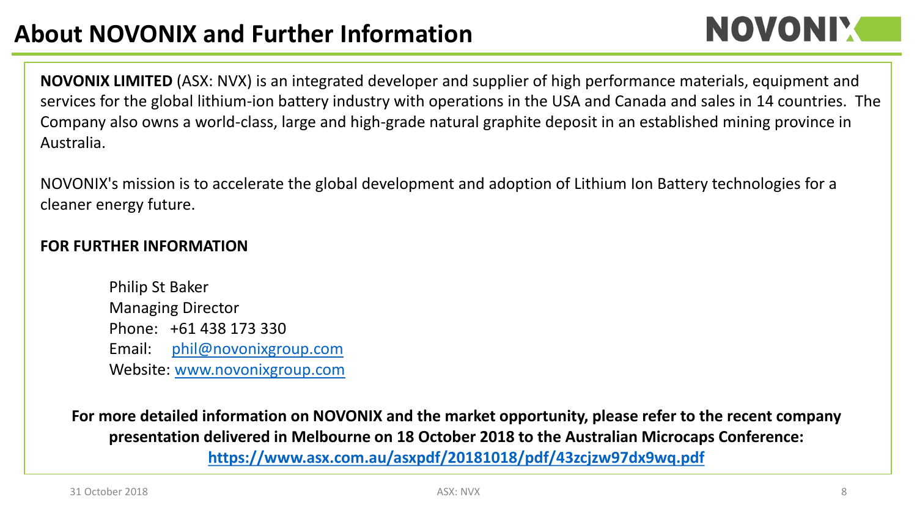# About NOVONIX and Further Information

**NOVONIX LIMITED** (ASX: NVX) is an integrated developer and supplier of high performance materials, equipment and services for the global lithium-ion battery industry with operations in the USA and Canada and sales in 14 countries. The Company also owns a world-class, large and high-grade natural graphite deposit in an established mining province in Australia.

NOVONIX's mission is to accelerate the global development and adoption of Lithium Ion Battery technologies for a cleaner energy future.

**FOR FURTHER INFORMATION**

Philip St Baker
Managing Director
Phone: +61 438 173 330
Email: phil@novonixgroup.com
Website: www.novonixgroup.com

**For more detailed information on NOVONIX and the market opportunity, please refer to the recent company presentation delivered in Melbourne on 18 October 2018 to the Australian Microcaps Conference: https://www.asx.com.au/asxpdf/20181018/pdf/43zcjzw97dx9wq.pdf**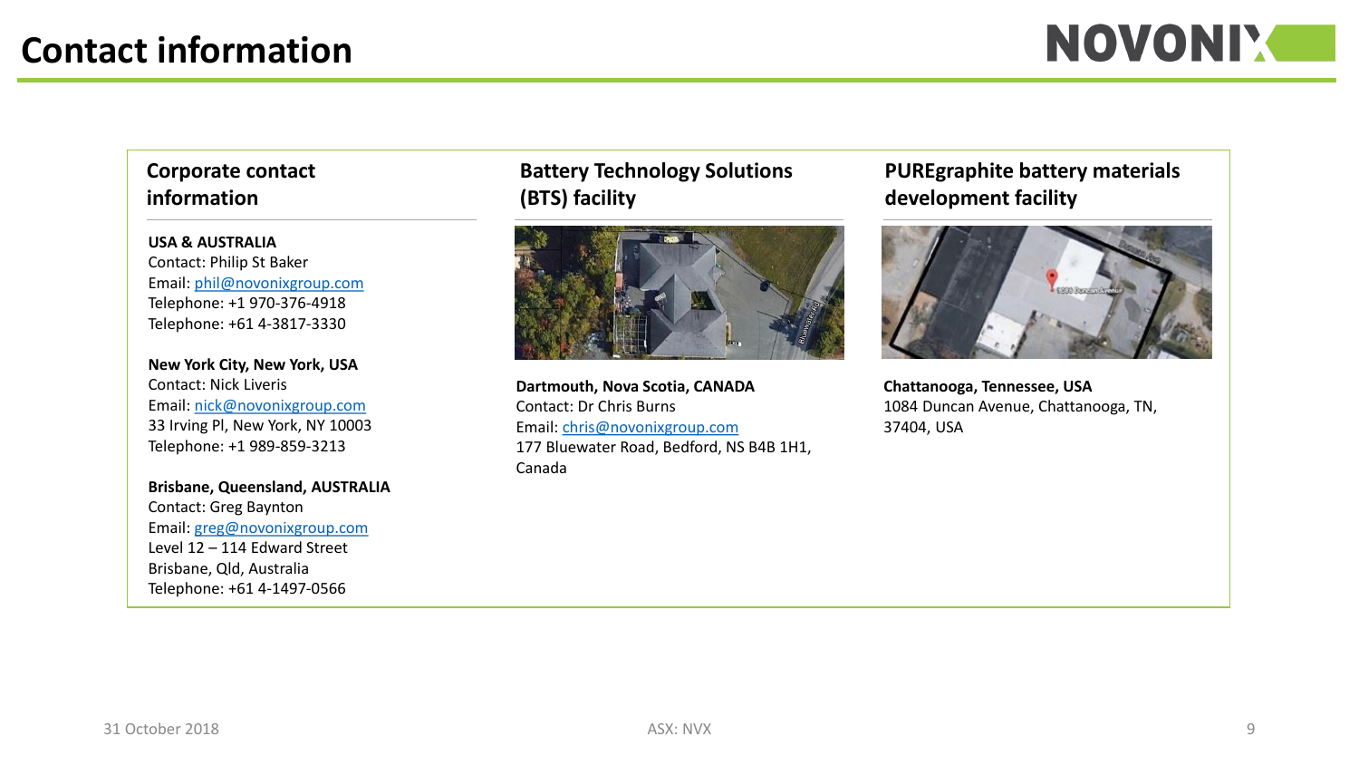# Contact information

## Corporate contact information

**USA & AUSTRALIA**
Contact: Philip St Baker
Email: phil@novonixgroup.com
Telephone: +1 970-376-4918
Telephone: +61 4-3817-3330

**New York City, New York, USA**
Contact: Nick Liveris
Email: nick@novonixgroup.com
33 Irving Pl, New York, NY 10003
Telephone: +1 989-859-3213

**Brisbane, Queensland, AUSTRALIA**
Contact: Greg Baynton
Email: greg@novonixgroup.com
Level 12 – 114 Edward Street
Brisbane, Qld, Australia
Telephone: +61 4-1497-0566

## Battery Technology Solutions (BTS) facility

**Dartmouth, Nova Scotia, CANADA**
Contact: Dr Chris Burns
Email: chris@novonixgroup.com
177 Bluewater Road, Bedford, NS B4B 1H1, Canada

## PUREgraphite battery materials development facility

**Chattanooga, Tennessee, USA**
1084 Duncan Avenue, Chattanooga, TN, 37404, USA